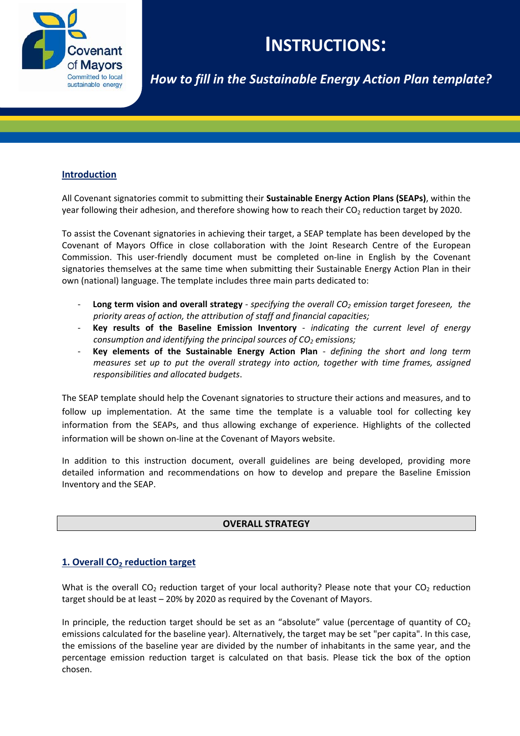# INSTRUCTIONS:

## *How to fill in the Sustainable Energy Action Plan template?*

### Introduction

All Covenant signatories commit to submitting their **Sustainable Energy Action Plans (SEAPs)**, within the year following their adhesion, and therefore showing how to reach their $CO_2$ reduction target by 2020.

To assist the Covenant signatories in achieving their target, a SEAP template has been developed by the Covenant of Mayors Office in close collaboration with the Joint Research Centre of the European Commission. This user-friendly document must be completed on-line in English by the Covenant signatories themselves at the same time when submitting their Sustainable Energy Action Plan in their own (national) language. The template includes three main parts dedicated to:

- **Long term vision and overall strategy** - *specifying the overall $CO_2$ emission target foreseen, the priority areas of action, the attribution of staff and financial capacities;*
- **Key results of the Baseline Emission Inventory** - *indicating the current level of energy consumption and identifying the principal sources of $CO_2$ emissions;*
- **Key elements of the Sustainable Energy Action Plan** - *defining the short and long term measures set up to put the overall strategy into action, together with time frames, assigned responsibilities and allocated budgets*.

The SEAP template should help the Covenant signatories to structure their actions and measures, and to follow up implementation. At the same time the template is a valuable tool for collecting key information from the SEAPs, and thus allowing exchange of experience. Highlights of the collected information will be shown on-line at the Covenant of Mayors website.

In addition to this instruction document, overall guidelines are being developed, providing more detailed information and recommendations on how to develop and prepare the Baseline Emission Inventory and the SEAP.

## OVERALL STRATEGY

### 1. Overall $CO_2$ reduction target

What is the overall $CO_2$ reduction target of your local authority? Please note that your $CO_2$ reduction target should be at least – 20% by 2020 as required by the Covenant of Mayors.

In principle, the reduction target should be set as an "absolute" value (percentage of quantity of $CO_2$ emissions calculated for the baseline year). Alternatively, the target may be set "per capita". In this case, the emissions of the baseline year are divided by the number of inhabitants in the same year, and the percentage emission reduction target is calculated on that basis. Please tick the box of the option chosen.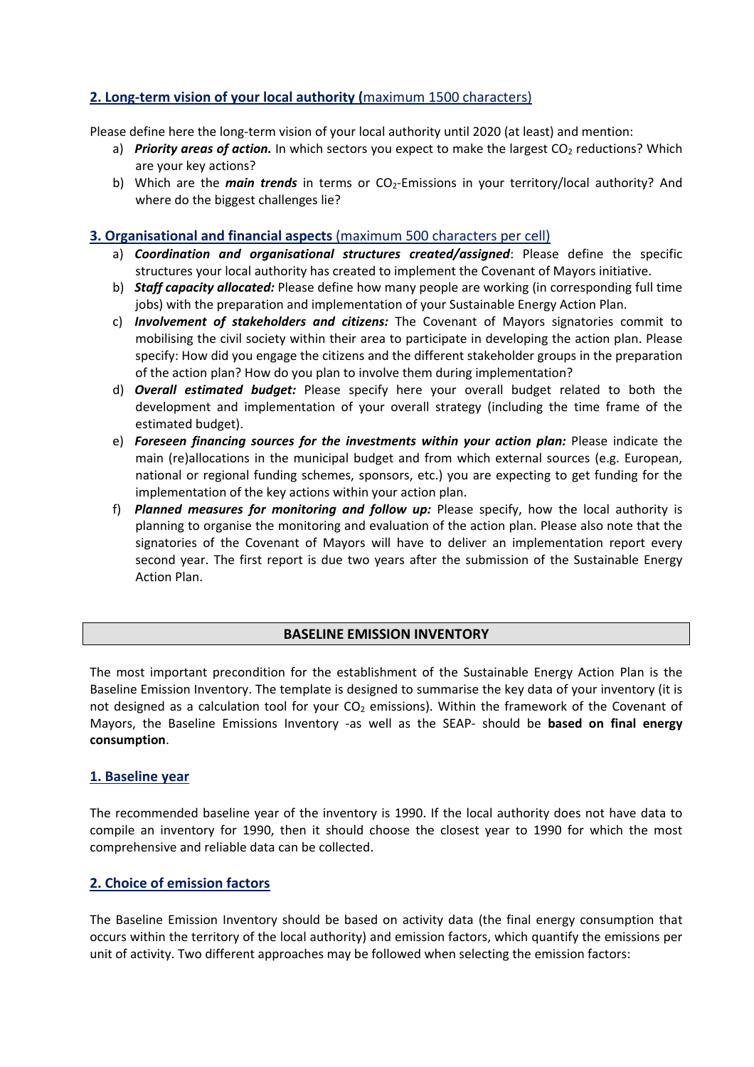## 2. Long-term vision of your local authority (maximum 1500 characters)

Please define here the long-term vision of your local authority until 2020 (at least) and mention:

a) ***Priority areas of action.*** In which sectors you expect to make the largest $CO_2$ reductions? Which are your key actions?

b) Which are the ***main trends*** in terms or $CO_2$-Emissions in your territory/local authority? And where do the biggest challenges lie?

## 3. Organisational and financial aspects (maximum 500 characters per cell)

a) ***Coordination and organisational structures created/assigned***: Please define the specific structures your local authority has created to implement the Covenant of Mayors initiative.

b) ***Staff capacity allocated:*** Please define how many people are working (in corresponding full time jobs) with the preparation and implementation of your Sustainable Energy Action Plan.

c) ***Involvement of stakeholders and citizens:*** The Covenant of Mayors signatories commit to mobilising the civil society within their area to participate in developing the action plan. Please specify: How did you engage the citizens and the different stakeholder groups in the preparation of the action plan? How do you plan to involve them during implementation?

d) ***Overall estimated budget:*** Please specify here your overall budget related to both the development and implementation of your overall strategy (including the time frame of the estimated budget).

e) ***Foreseen financing sources for the investments within your action plan:*** Please indicate the main (re)allocations in the municipal budget and from which external sources (e.g. European, national or regional funding schemes, sponsors, etc.) you are expecting to get funding for the implementation of the key actions within your action plan.

f) ***Planned measures for monitoring and follow up:*** Please specify, how the local authority is planning to organise the monitoring and evaluation of the action plan. Please also note that the signatories of the Covenant of Mayors will have to deliver an implementation report every second year. The first report is due two years after the submission of the Sustainable Energy Action Plan.

# BASELINE EMISSION INVENTORY

The most important precondition for the establishment of the Sustainable Energy Action Plan is the Baseline Emission Inventory. The template is designed to summarise the key data of your inventory (it is not designed as a calculation tool for your $CO_2$ emissions). Within the framework of the Covenant of Mayors, the Baseline Emissions Inventory -as well as the SEAP- should be **based on final energy consumption**.

## 1. Baseline year

The recommended baseline year of the inventory is 1990. If the local authority does not have data to compile an inventory for 1990, then it should choose the closest year to 1990 for which the most comprehensive and reliable data can be collected.

## 2. Choice of emission factors

The Baseline Emission Inventory should be based on activity data (the final energy consumption that occurs within the territory of the local authority) and emission factors, which quantify the emissions per unit of activity. Two different approaches may be followed when selecting the emission factors: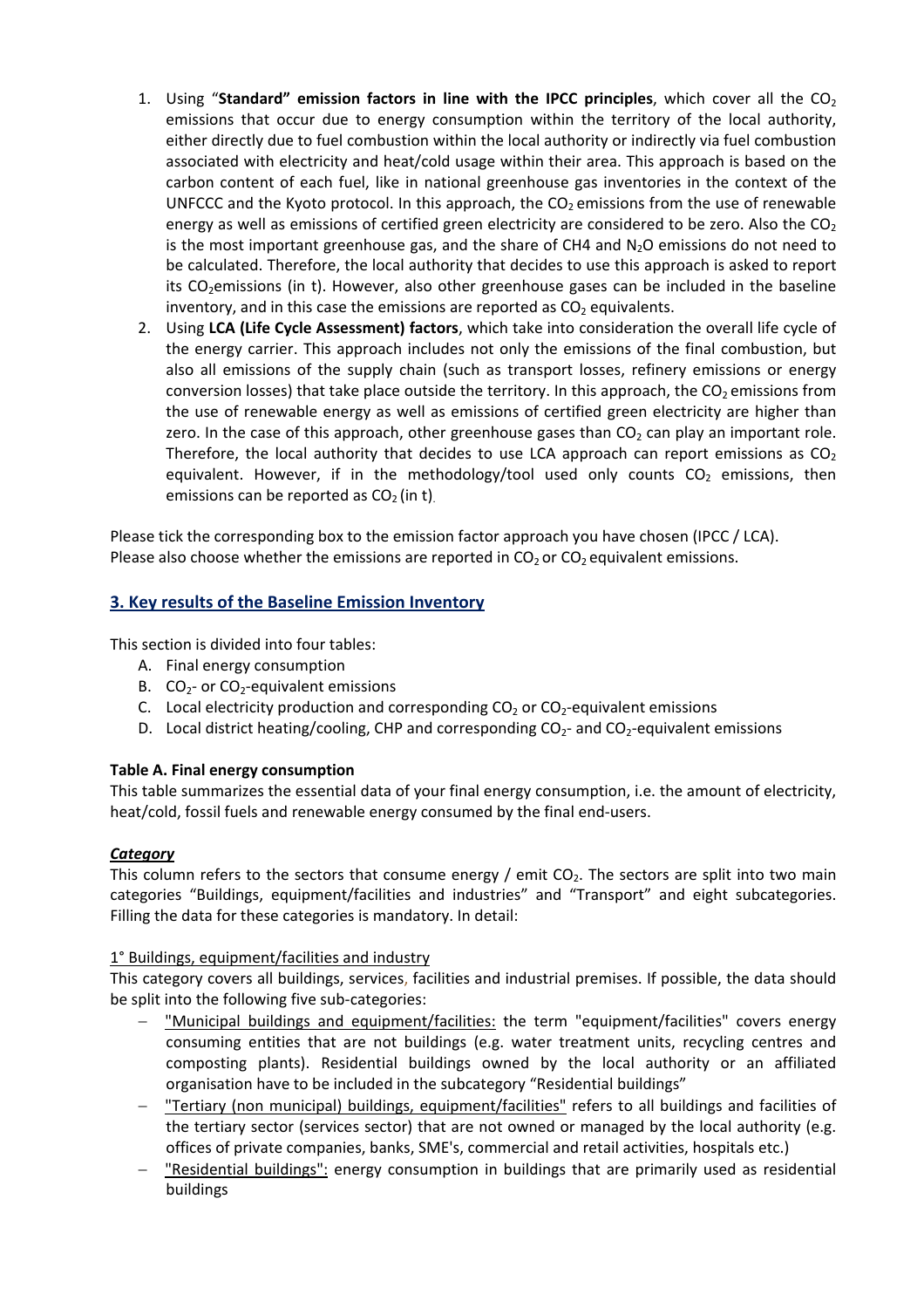1. Using "**Standard" emission factors in line with the IPCC principles**, which cover all the $CO_2$ emissions that occur due to energy consumption within the territory of the local authority, either directly due to fuel combustion within the local authority or indirectly via fuel combustion associated with electricity and heat/cold usage within their area. This approach is based on the carbon content of each fuel, like in national greenhouse gas inventories in the context of the UNFCCC and the Kyoto protocol. In this approach, the $CO_2$ emissions from the use of renewable energy as well as emissions of certified green electricity are considered to be zero. Also the $CO_2$ is the most important greenhouse gas, and the share of CH4 and $N_2O$ emissions do not need to be calculated. Therefore, the local authority that decides to use this approach is asked to report its $CO_2$emissions (in t). However, also other greenhouse gases can be included in the baseline inventory, and in this case the emissions are reported as $CO_2$ equivalents.
2. Using **LCA (Life Cycle Assessment) factors**, which take into consideration the overall life cycle of the energy carrier. This approach includes not only the emissions of the final combustion, but also all emissions of the supply chain (such as transport losses, refinery emissions or energy conversion losses) that take place outside the territory. In this approach, the $CO_2$ emissions from the use of renewable energy as well as emissions of certified green electricity are higher than zero. In the case of this approach, other greenhouse gases than $CO_2$ can play an important role. Therefore, the local authority that decides to use LCA approach can report emissions as $CO_2$ equivalent. However, if in the methodology/tool used only counts $CO_2$ emissions, then emissions can be reported as $CO_2$ (in t).

Please tick the corresponding box to the emission factor approach you have chosen (IPCC / LCA).
Please also choose whether the emissions are reported in $CO_2$ or $CO_2$ equivalent emissions.

## 3. Key results of the Baseline Emission Inventory

This section is divided into four tables:

A. Final energy consumption
B. $CO_2$- or $CO_2$-equivalent emissions
C. Local electricity production and corresponding $CO_2$ or $CO_2$-equivalent emissions
D. Local district heating/cooling, CHP and corresponding $CO_2$- and $CO_2$-equivalent emissions

**Table A. Final energy consumption**

This table summarizes the essential data of your final energy consumption, i.e. the amount of electricity, heat/cold, fossil fuels and renewable energy consumed by the final end-users.

***Category***

This column refers to the sectors that consume energy / emit $CO_2$. The sectors are split into two main categories "Buildings, equipment/facilities and industries" and "Transport" and eight subcategories. Filling the data for these categories is mandatory. In detail:

1° Buildings, equipment/facilities and industry

This category covers all buildings, services, facilities and industrial premises. If possible, the data should be split into the following five sub-categories:

- "Municipal buildings and equipment/facilities: the term "equipment/facilities" covers energy consuming entities that are not buildings (e.g. water treatment units, recycling centres and composting plants). Residential buildings owned by the local authority or an affiliated organisation have to be included in the subcategory "Residential buildings"
- "Tertiary (non municipal) buildings, equipment/facilities" refers to all buildings and facilities of the tertiary sector (services sector) that are not owned or managed by the local authority (e.g. offices of private companies, banks, SME's, commercial and retail activities, hospitals etc.)
- "Residential buildings": energy consumption in buildings that are primarily used as residential buildings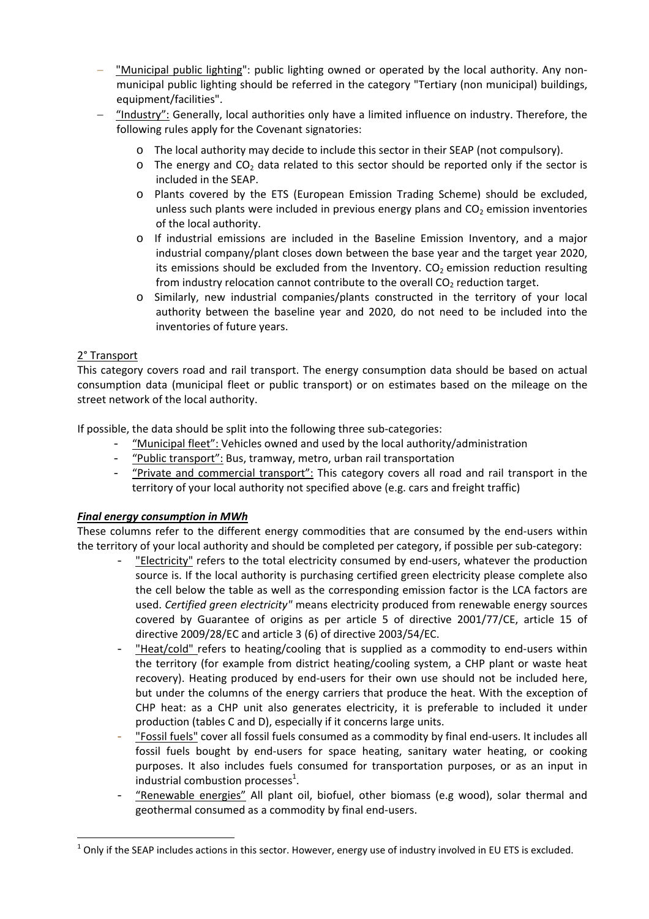- "Municipal public lighting": public lighting owned or operated by the local authority. Any non-municipal public lighting should be referred in the category "Tertiary (non municipal) buildings, equipment/facilities".
- "Industry": Generally, local authorities only have a limited influence on industry. Therefore, the following rules apply for the Covenant signatories:
  - The local authority may decide to include this sector in their SEAP (not compulsory).
  - The energy and $CO_2$ data related to this sector should be reported only if the sector is included in the SEAP.
  - Plants covered by the ETS (European Emission Trading Scheme) should be excluded, unless such plants were included in previous energy plans and $CO_2$ emission inventories of the local authority.
  - If industrial emissions are included in the Baseline Emission Inventory, and a major industrial company/plant closes down between the base year and the target year 2020, its emissions should be excluded from the Inventory. $CO_2$ emission reduction resulting from industry relocation cannot contribute to the overall $CO_2$ reduction target.
  - Similarly, new industrial companies/plants constructed in the territory of your local authority between the baseline year and 2020, do not need to be included into the inventories of future years.

2° Transport

This category covers road and rail transport. The energy consumption data should be based on actual consumption data (municipal fleet or public transport) or on estimates based on the mileage on the street network of the local authority.

If possible, the data should be split into the following three sub-categories:

- "Municipal fleet": Vehicles owned and used by the local authority/administration
- "Public transport": Bus, tramway, metro, urban rail transportation
- "Private and commercial transport": This category covers all road and rail transport in the territory of your local authority not specified above (e.g. cars and freight traffic)

***Final energy consumption in MWh***

These columns refer to the different energy commodities that are consumed by the end-users within the territory of your local authority and should be completed per category, if possible per sub-category:

- "Electricity" refers to the total electricity consumed by end-users, whatever the production source is. If the local authority is purchasing certified green electricity please complete also the cell below the table as well as the corresponding emission factor is the LCA factors are used. *Certified green electricity"* means electricity produced from renewable energy sources covered by Guarantee of origins as per article 5 of directive 2001/77/CE, article 15 of directive 2009/28/EC and article 3 (6) of directive 2003/54/EC.
- "Heat/cold" refers to heating/cooling that is supplied as a commodity to end-users within the territory (for example from district heating/cooling system, a CHP plant or waste heat recovery). Heating produced by end-users for their own use should not be included here, but under the columns of the energy carriers that produce the heat. With the exception of CHP heat: as a CHP unit also generates electricity, it is preferable to included it under production (tables C and D), especially if it concerns large units.
- "Fossil fuels" cover all fossil fuels consumed as a commodity by final end-users. It includes all fossil fuels bought by end-users for space heating, sanitary water heating, or cooking purposes. It also includes fuels consumed for transportation purposes, or as an input in industrial combustion processes[1].
- "Renewable energies" All plant oil, biofuel, other biomass (e.g wood), solar thermal and geothermal consumed as a commodity by final end-users.

[1] Only if the SEAP includes actions in this sector. However, energy use of industry involved in EU ETS is excluded.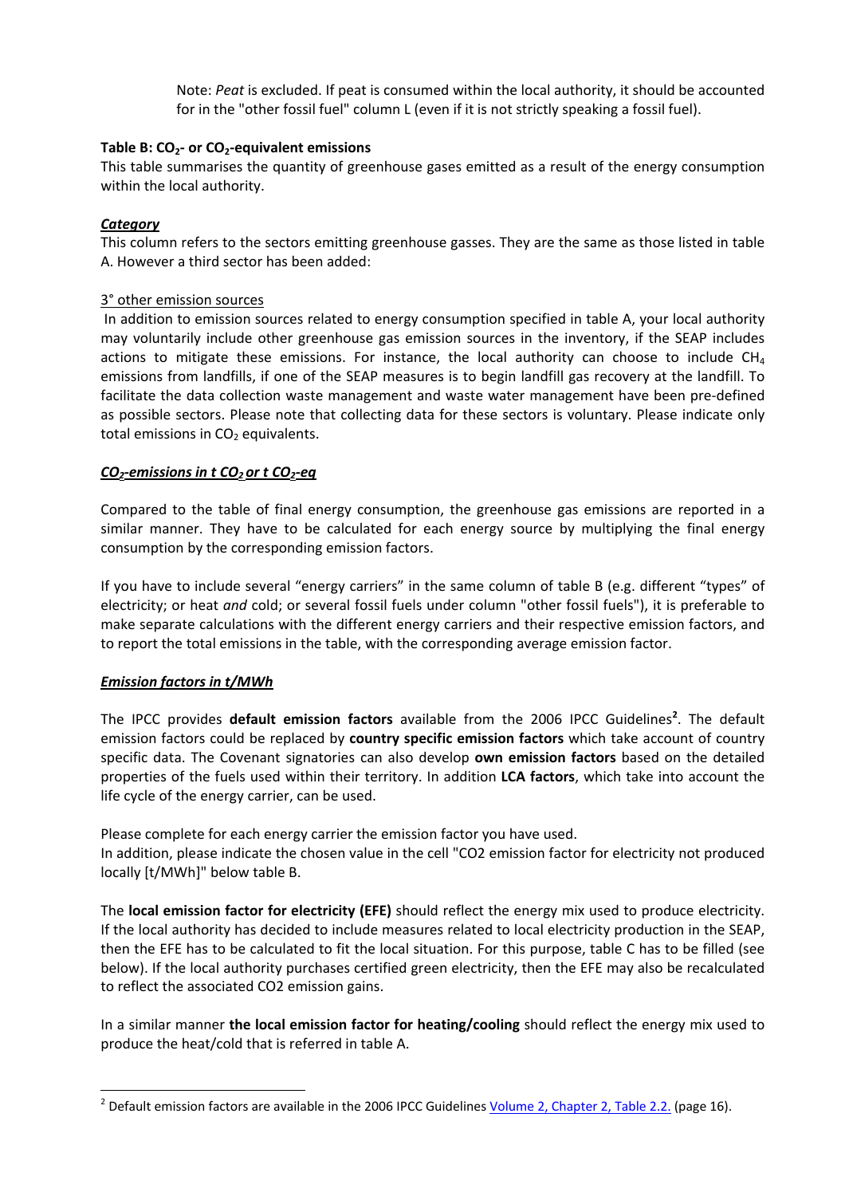Note: *Peat* is excluded. If peat is consumed within the local authority, it should be accounted for in the "other fossil fuel" column L (even if it is not strictly speaking a fossil fuel).

**Table B: $CO_2$- or $CO_2$-equivalent emissions**

This table summarises the quantity of greenhouse gases emitted as a result of the energy consumption within the local authority.

***Category***

This column refers to the sectors emitting greenhouse gasses. They are the same as those listed in table A. However a third sector has been added:

3° other emission sources

In addition to emission sources related to energy consumption specified in table A, your local authority may voluntarily include other greenhouse gas emission sources in the inventory, if the SEAP includes actions to mitigate these emissions. For instance, the local authority can choose to include $CH_4$ emissions from landfills, if one of the SEAP measures is to begin landfill gas recovery at the landfill. To facilitate the data collection waste management and waste water management have been pre-defined as possible sectors. Please note that collecting data for these sectors is voluntary. Please indicate only total emissions in $CO_2$ equivalents.

***$CO_2$-emissions in t $CO_2$ or t $CO_2$-eq***

Compared to the table of final energy consumption, the greenhouse gas emissions are reported in a similar manner. They have to be calculated for each energy source by multiplying the final energy consumption by the corresponding emission factors.

If you have to include several "energy carriers" in the same column of table B (e.g. different "types" of electricity; or heat *and* cold; or several fossil fuels under column "other fossil fuels"), it is preferable to make separate calculations with the different energy carriers and their respective emission factors, and to report the total emissions in the table, with the corresponding average emission factor.

***Emission factors in t/MWh***

The IPCC provides **default emission factors** available from the 2006 IPCC Guidelines[2]. The default emission factors could be replaced by **country specific emission factors** which take account of country specific data. The Covenant signatories can also develop **own emission factors** based on the detailed properties of the fuels used within their territory. In addition **LCA factors**, which take into account the life cycle of the energy carrier, can be used.

Please complete for each energy carrier the emission factor you have used.
In addition, please indicate the chosen value in the cell "CO2 emission factor for electricity not produced locally [t/MWh]" below table B.

The **local emission factor for electricity (EFE)** should reflect the energy mix used to produce electricity. If the local authority has decided to include measures related to local electricity production in the SEAP, then the EFE has to be calculated to fit the local situation. For this purpose, table C has to be filled (see below). If the local authority purchases certified green electricity, then the EFE may also be recalculated to reflect the associated CO2 emission gains.

In a similar manner **the local emission factor for heating/cooling** should reflect the energy mix used to produce the heat/cold that is referred in table A.

[2] Default emission factors are available in the 2006 IPCC Guidelines Volume 2, Chapter 2, Table 2.2. (page 16).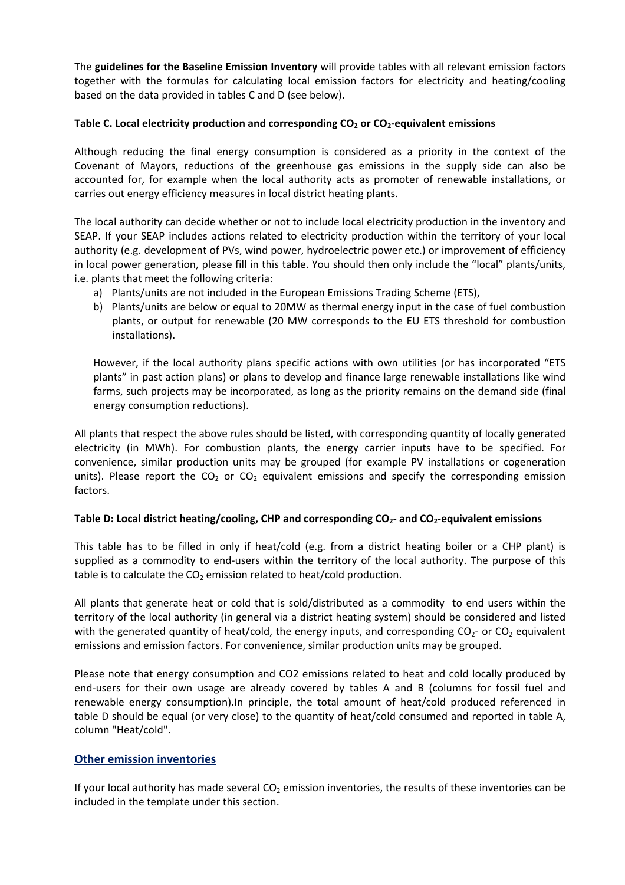The **guidelines for the Baseline Emission Inventory** will provide tables with all relevant emission factors together with the formulas for calculating local emission factors for electricity and heating/cooling based on the data provided in tables C and D (see below).

**Table C. Local electricity production and corresponding $CO_2$ or $CO_2$-equivalent emissions**

Although reducing the final energy consumption is considered as a priority in the context of the Covenant of Mayors, reductions of the greenhouse gas emissions in the supply side can also be accounted for, for example when the local authority acts as promoter of renewable installations, or carries out energy efficiency measures in local district heating plants.

The local authority can decide whether or not to include local electricity production in the inventory and SEAP. If your SEAP includes actions related to electricity production within the territory of your local authority (e.g. development of PVs, wind power, hydroelectric power etc.) or improvement of efficiency in local power generation, please fill in this table. You should then only include the "local" plants/units, i.e. plants that meet the following criteria:

a) Plants/units are not included in the European Emissions Trading Scheme (ETS),
b) Plants/units are below or equal to 20MW as thermal energy input in the case of fuel combustion plants, or output for renewable (20 MW corresponds to the EU ETS threshold for combustion installations).

However, if the local authority plans specific actions with own utilities (or has incorporated "ETS plants" in past action plans) or plans to develop and finance large renewable installations like wind farms, such projects may be incorporated, as long as the priority remains on the demand side (final energy consumption reductions).

All plants that respect the above rules should be listed, with corresponding quantity of locally generated electricity (in MWh). For combustion plants, the energy carrier inputs have to be specified. For convenience, similar production units may be grouped (for example PV installations or cogeneration units). Please report the $CO_2$ or $CO_2$ equivalent emissions and specify the corresponding emission factors.

**Table D: Local district heating/cooling, CHP and corresponding $CO_2$- and $CO_2$-equivalent emissions**

This table has to be filled in only if heat/cold (e.g. from a district heating boiler or a CHP plant) is supplied as a commodity to end-users within the territory of the local authority. The purpose of this table is to calculate the $CO_2$ emission related to heat/cold production.

All plants that generate heat or cold that is sold/distributed as a commodity to end users within the territory of the local authority (in general via a district heating system) should be considered and listed with the generated quantity of heat/cold, the energy inputs, and corresponding $CO_2$- or $CO_2$ equivalent emissions and emission factors. For convenience, similar production units may be grouped.

Please note that energy consumption and CO2 emissions related to heat and cold locally produced by end-users for their own usage are already covered by tables A and B (columns for fossil fuel and renewable energy consumption).In principle, the total amount of heat/cold produced referenced in table D should be equal (or very close) to the quantity of heat/cold consumed and reported in table A, column "Heat/cold".

## Other emission inventories

If your local authority has made several $CO_2$ emission inventories, the results of these inventories can be included in the template under this section.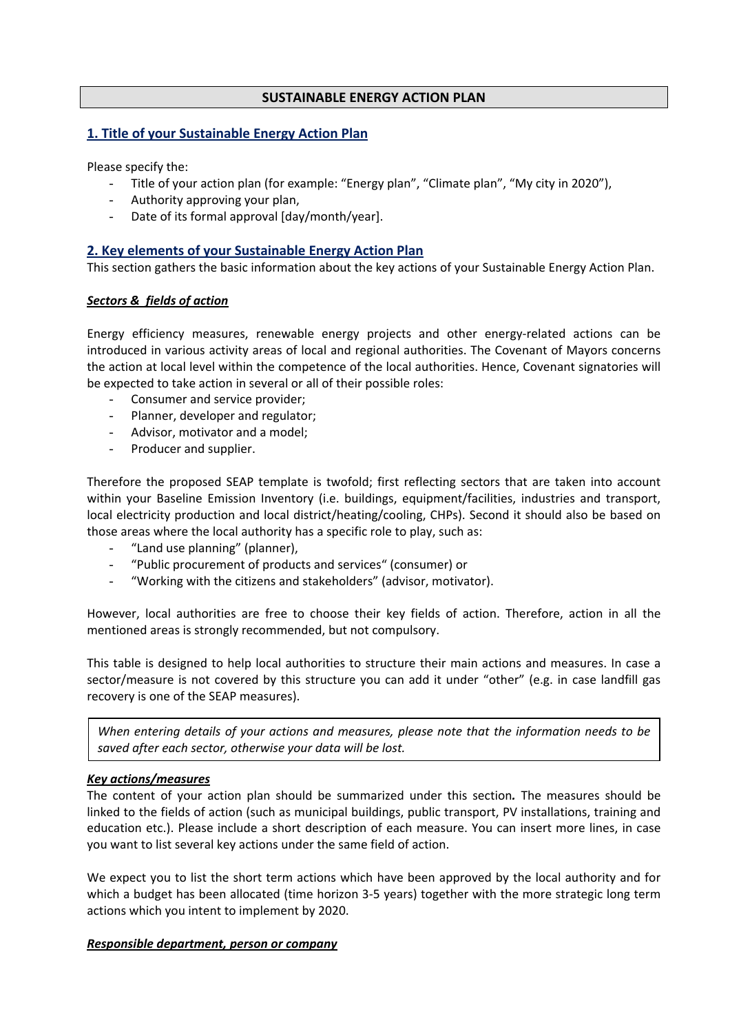# SUSTAINABLE ENERGY ACTION PLAN

## 1. Title of your Sustainable Energy Action Plan

Please specify the:

- Title of your action plan (for example: "Energy plan", "Climate plan", "My city in 2020"),
- Authority approving your plan,
- Date of its formal approval [day/month/year].

## 2. Key elements of your Sustainable Energy Action Plan

This section gathers the basic information about the key actions of your Sustainable Energy Action Plan.

***Sectors & fields of action***

Energy efficiency measures, renewable energy projects and other energy-related actions can be introduced in various activity areas of local and regional authorities. The Covenant of Mayors concerns the action at local level within the competence of the local authorities. Hence, Covenant signatories will be expected to take action in several or all of their possible roles:

- Consumer and service provider;
- Planner, developer and regulator;
- Advisor, motivator and a model;
- Producer and supplier.

Therefore the proposed SEAP template is twofold; first reflecting sectors that are taken into account within your Baseline Emission Inventory (i.e. buildings, equipment/facilities, industries and transport, local electricity production and local district/heating/cooling, CHPs). Second it should also be based on those areas where the local authority has a specific role to play, such as:

- "Land use planning" (planner),
- "Public procurement of products and services" (consumer) or
- "Working with the citizens and stakeholders" (advisor, motivator).

However, local authorities are free to choose their key fields of action. Therefore, action in all the mentioned areas is strongly recommended, but not compulsory.

This table is designed to help local authorities to structure their main actions and measures. In case a sector/measure is not covered by this structure you can add it under "other" (e.g. in case landfill gas recovery is one of the SEAP measures).

*When entering details of your actions and measures, please note that the information needs to be saved after each sector, otherwise your data will be lost.*

***Key actions/measures***

The content of your action plan should be summarized under this section**.** The measures should be linked to the fields of action (such as municipal buildings, public transport, PV installations, training and education etc.). Please include a short description of each measure. You can insert more lines, in case you want to list several key actions under the same field of action.

We expect you to list the short term actions which have been approved by the local authority and for which a budget has been allocated (time horizon 3-5 years) together with the more strategic long term actions which you intent to implement by 2020.

***Responsible department, person or company***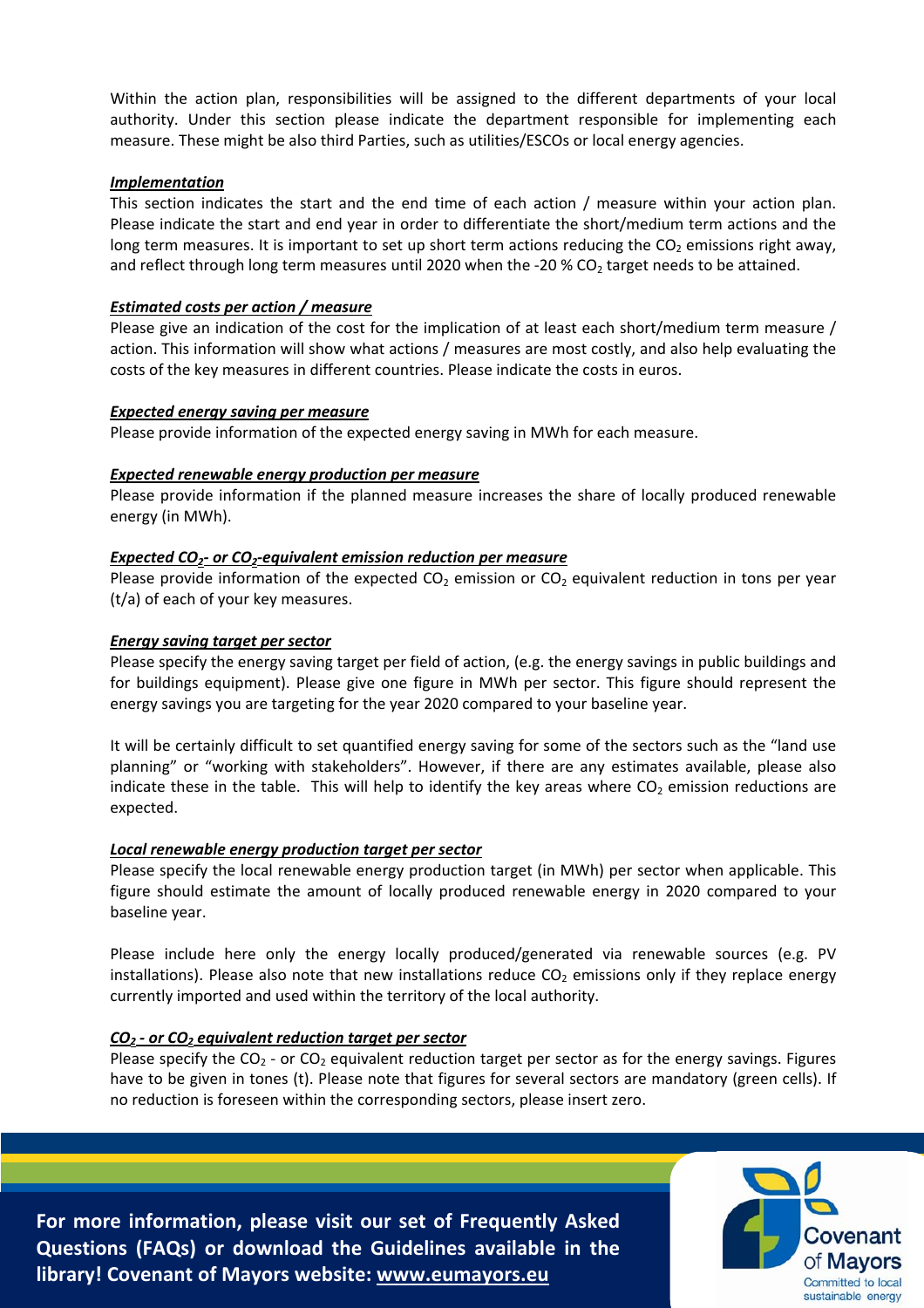Within the action plan, responsibilities will be assigned to the different departments of your local authority. Under this section please indicate the department responsible for implementing each measure. These might be also third Parties, such as utilities/ESCOs or local energy agencies.

***Implementation***

This section indicates the start and the end time of each action / measure within your action plan. Please indicate the start and end year in order to differentiate the short/medium term actions and the long term measures. It is important to set up short term actions reducing the $CO_2$ emissions right away, and reflect through long term measures until 2020 when the -20 % $CO_2$ target needs to be attained.

***Estimated costs per action / measure***

Please give an indication of the cost for the implication of at least each short/medium term measure / action. This information will show what actions / measures are most costly, and also help evaluating the costs of the key measures in different countries. Please indicate the costs in euros.

***Expected energy saving per measure***

Please provide information of the expected energy saving in MWh for each measure.

***Expected renewable energy production per measure***

Please provide information if the planned measure increases the share of locally produced renewable energy (in MWh).

***Expected $CO_2$- or $CO_2$-equivalent emission reduction per measure***

Please provide information of the expected $CO_2$ emission or $CO_2$ equivalent reduction in tons per year (t/a) of each of your key measures.

***Energy saving target per sector***

Please specify the energy saving target per field of action, (e.g. the energy savings in public buildings and for buildings equipment). Please give one figure in MWh per sector. This figure should represent the energy savings you are targeting for the year 2020 compared to your baseline year.

It will be certainly difficult to set quantified energy saving for some of the sectors such as the "land use planning" or "working with stakeholders". However, if there are any estimates available, please also indicate these in the table. This will help to identify the key areas where $CO_2$ emission reductions are expected.

***Local renewable energy production target per sector***

Please specify the local renewable energy production target (in MWh) per sector when applicable. This figure should estimate the amount of locally produced renewable energy in 2020 compared to your baseline year.

Please include here only the energy locally produced/generated via renewable sources (e.g. PV installations). Please also note that new installations reduce $CO_2$ emissions only if they replace energy currently imported and used within the territory of the local authority.

***$CO_2$ - or $CO_2$ equivalent reduction target per sector***

Please specify the $CO_2$ - or $CO_2$ equivalent reduction target per sector as for the energy savings. Figures have to be given in tones (t). Please note that figures for several sectors are mandatory (green cells). If no reduction is foreseen within the corresponding sectors, please insert zero.

**For more information, please visit our set of Frequently Asked Questions (FAQs) or download the Guidelines available in the library! Covenant of Mayors website: www.eumayors.eu**

Covenant of Mayors
Committed to local sustainable energy